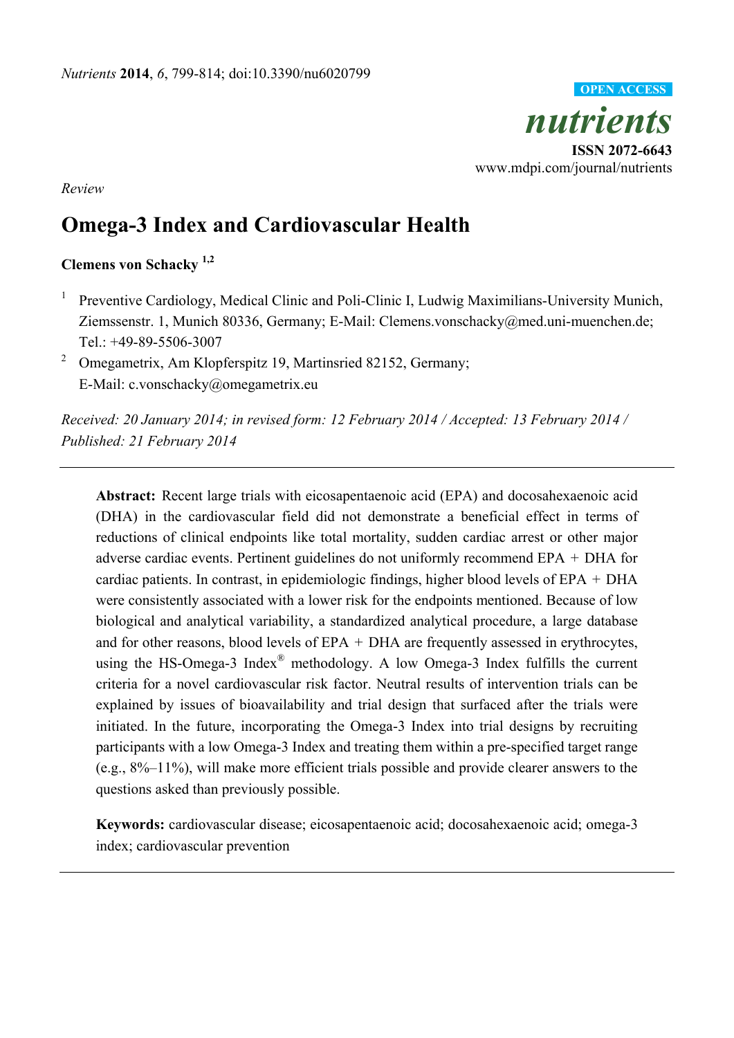*Review*

# Omega-3 Index and Cardiovascular Health

**Clemens von Schacky** [1,2]

[1] Preventive Cardiology, Medical Clinic and Poli-Clinic I, Ludwig Maximilians-University Munich, Ziemssenstr. 1, Munich 80336, Germany; E-Mail: Clemens.vonschacky@med.uni-muenchen.de; Tel.: +49-89-5506-3007

[2] Omegametrix, Am Klopferspitz 19, Martinsried 82152, Germany; E-Mail: c.vonschacky@omegametrix.eu

*Received: 20 January 2014; in revised form: 12 February 2014 / Accepted: 13 February 2014 / Published: 21 February 2014*

---

**Abstract:** Recent large trials with eicosapentaenoic acid (EPA) and docosahexaenoic acid (DHA) in the cardiovascular field did not demonstrate a beneficial effect in terms of reductions of clinical endpoints like total mortality, sudden cardiac arrest or other major adverse cardiac events. Pertinent guidelines do not uniformly recommend EPA + DHA for cardiac patients. In contrast, in epidemiologic findings, higher blood levels of EPA + DHA were consistently associated with a lower risk for the endpoints mentioned. Because of low biological and analytical variability, a standardized analytical procedure, a large database and for other reasons, blood levels of EPA + DHA are frequently assessed in erythrocytes, using the HS-Omega-3 Index® methodology. A low Omega-3 Index fulfills the current criteria for a novel cardiovascular risk factor. Neutral results of intervention trials can be explained by issues of bioavailability and trial design that surfaced after the trials were initiated. In the future, incorporating the Omega-3 Index into trial designs by recruiting participants with a low Omega-3 Index and treating them within a pre-specified target range (e.g., 8%–11%), will make more efficient trials possible and provide clearer answers to the questions asked than previously possible.

**Keywords:** cardiovascular disease; eicosapentaenoic acid; docosahexaenoic acid; omega-3 index; cardiovascular prevention

---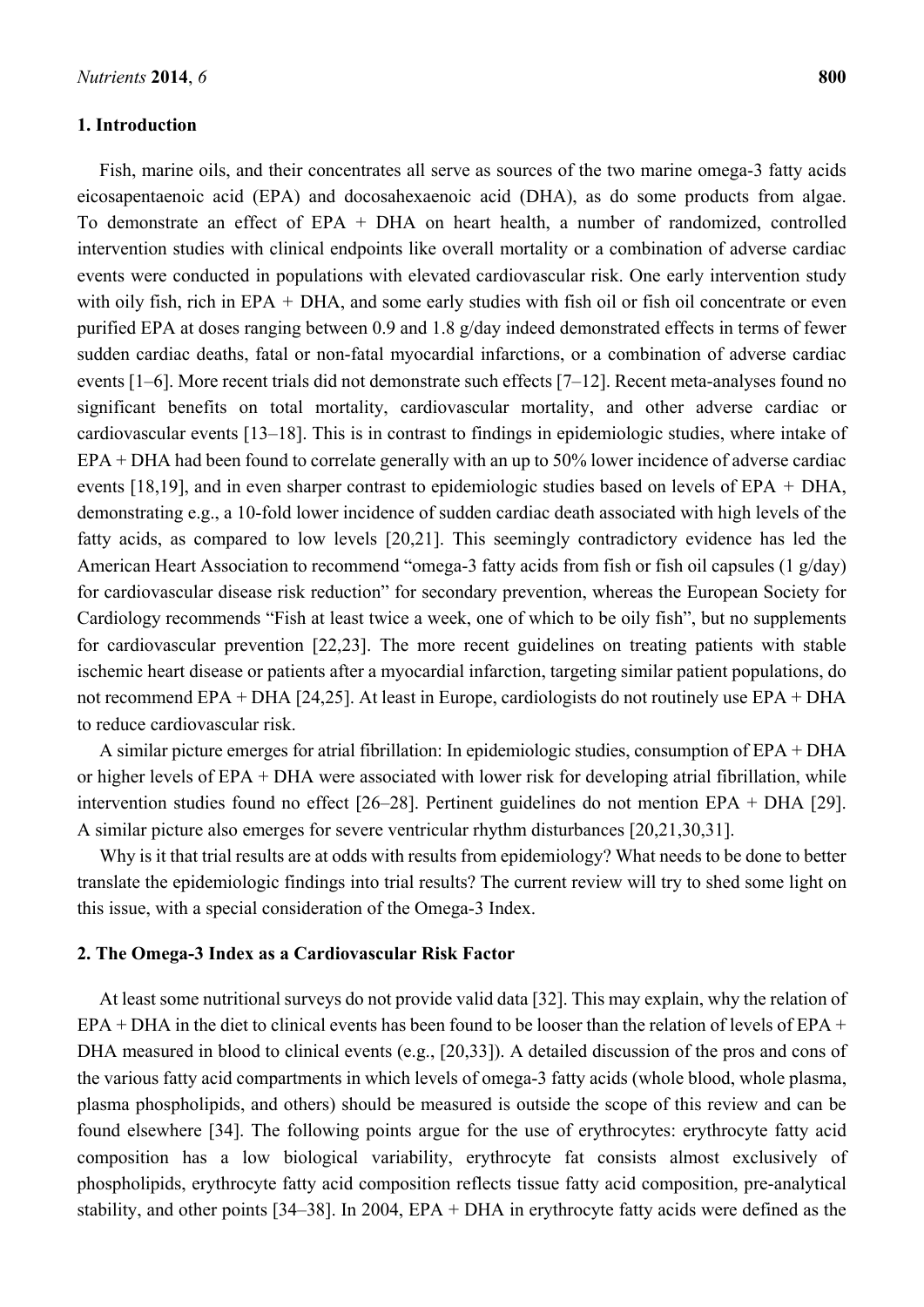## 1. Introduction

Fish, marine oils, and their concentrates all serve as sources of the two marine omega-3 fatty acids eicosapentaenoic acid (EPA) and docosahexaenoic acid (DHA), as do some products from algae. To demonstrate an effect of EPA + DHA on heart health, a number of randomized, controlled intervention studies with clinical endpoints like overall mortality or a combination of adverse cardiac events were conducted in populations with elevated cardiovascular risk. One early intervention study with oily fish, rich in EPA + DHA, and some early studies with fish oil or fish oil concentrate or even purified EPA at doses ranging between 0.9 and 1.8 g/day indeed demonstrated effects in terms of fewer sudden cardiac deaths, fatal or non-fatal myocardial infarctions, or a combination of adverse cardiac events [1–6]. More recent trials did not demonstrate such effects [7–12]. Recent meta-analyses found no significant benefits on total mortality, cardiovascular mortality, and other adverse cardiac or cardiovascular events [13–18]. This is in contrast to findings in epidemiologic studies, where intake of EPA + DHA had been found to correlate generally with an up to 50% lower incidence of adverse cardiac events [18,19], and in even sharper contrast to epidemiologic studies based on levels of EPA + DHA, demonstrating e.g., a 10-fold lower incidence of sudden cardiac death associated with high levels of the fatty acids, as compared to low levels [20,21]. This seemingly contradictory evidence has led the American Heart Association to recommend "omega-3 fatty acids from fish or fish oil capsules (1 g/day) for cardiovascular disease risk reduction" for secondary prevention, whereas the European Society for Cardiology recommends "Fish at least twice a week, one of which to be oily fish", but no supplements for cardiovascular prevention [22,23]. The more recent guidelines on treating patients with stable ischemic heart disease or patients after a myocardial infarction, targeting similar patient populations, do not recommend EPA + DHA [24,25]. At least in Europe, cardiologists do not routinely use EPA + DHA to reduce cardiovascular risk.

A similar picture emerges for atrial fibrillation: In epidemiologic studies, consumption of EPA + DHA or higher levels of EPA + DHA were associated with lower risk for developing atrial fibrillation, while intervention studies found no effect [26–28]. Pertinent guidelines do not mention EPA + DHA [29]. A similar picture also emerges for severe ventricular rhythm disturbances [20,21,30,31].

Why is it that trial results are at odds with results from epidemiology? What needs to be done to better translate the epidemiologic findings into trial results? The current review will try to shed some light on this issue, with a special consideration of the Omega-3 Index.

## 2. The Omega-3 Index as a Cardiovascular Risk Factor

At least some nutritional surveys do not provide valid data [32]. This may explain, why the relation of EPA + DHA in the diet to clinical events has been found to be looser than the relation of levels of EPA + DHA measured in blood to clinical events (e.g., [20,33]). A detailed discussion of the pros and cons of the various fatty acid compartments in which levels of omega-3 fatty acids (whole blood, whole plasma, plasma phospholipids, and others) should be measured is outside the scope of this review and can be found elsewhere [34]. The following points argue for the use of erythrocytes: erythrocyte fatty acid composition has a low biological variability, erythrocyte fat consists almost exclusively of phospholipids, erythrocyte fatty acid composition reflects tissue fatty acid composition, pre-analytical stability, and other points [34–38]. In 2004, EPA + DHA in erythrocyte fatty acids were defined as the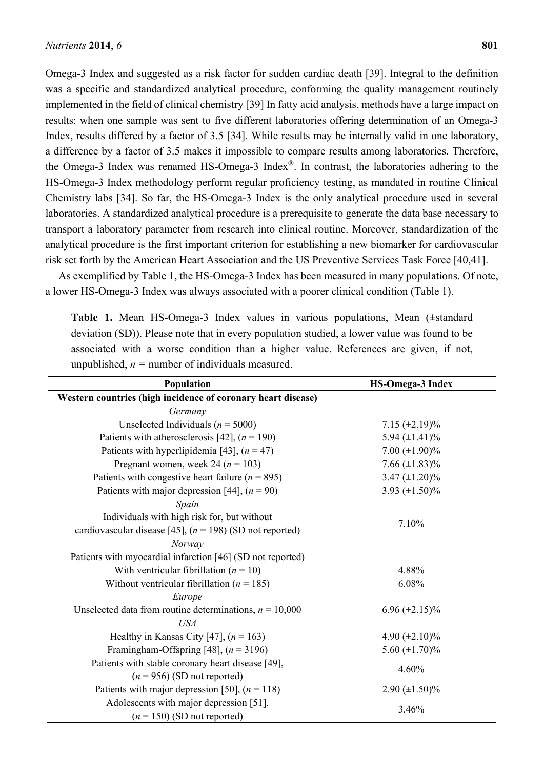Omega-3 Index and suggested as a risk factor for sudden cardiac death [39]. Integral to the definition was a specific and standardized analytical procedure, conforming the quality management routinely implemented in the field of clinical chemistry [39] In fatty acid analysis, methods have a large impact on results: when one sample was sent to five different laboratories offering determination of an Omega-3 Index, results differed by a factor of 3.5 [34]. While results may be internally valid in one laboratory, a difference by a factor of 3.5 makes it impossible to compare results among laboratories. Therefore, the Omega-3 Index was renamed HS-Omega-3 Index®. In contrast, the laboratories adhering to the HS-Omega-3 Index methodology perform regular proficiency testing, as mandated in routine Clinical Chemistry labs [34]. So far, the HS-Omega-3 Index is the only analytical procedure used in several laboratories. A standardized analytical procedure is a prerequisite to generate the data base necessary to transport a laboratory parameter from research into clinical routine. Moreover, standardization of the analytical procedure is the first important criterion for establishing a new biomarker for cardiovascular risk set forth by the American Heart Association and the US Preventive Services Task Force [40,41].

As exemplified by Table 1, the HS-Omega-3 Index has been measured in many populations. Of note, a lower HS-Omega-3 Index was always associated with a poorer clinical condition (Table 1).

**Table 1.** Mean HS-Omega-3 Index values in various populations, Mean (±standard deviation (SD)). Please note that in every population studied, a lower value was found to be associated with a worse condition than a higher value. References are given, if not, unpublished, *n* = number of individuals measured.

| Population | HS-Omega-3 Index |
|---|---|
| **Western countries (high incidence of coronary heart disease)** | |
| *Germany* | |
| Unselected Individuals (*n* = 5000) | 7.15 (±2.19)% |
| Patients with atherosclerosis [42], (*n* = 190) | 5.94 (±1.41)% |
| Patients with hyperlipidemia [43], (*n* = 47) | 7.00 (±1.90)% |
| Pregnant women, week 24 (*n* = 103) | 7.66 (±1.83)% |
| Patients with congestive heart failure (*n* = 895) | 3.47 (±1.20)% |
| Patients with major depression [44], (*n* = 90) | 3.93 (±1.50)% |
| *Spain* | |
| Individuals with high risk for, but without cardiovascular disease [45], (*n* = 198) (SD not reported) | 7.10% |
| *Norway* | |
| Patients with myocardial infarction [46] (SD not reported) | |
| With ventricular fibrillation (*n* = 10) | 4.88% |
| Without ventricular fibrillation (*n* = 185) | 6.08% |
| *Europe* | |
| Unselected data from routine determinations, *n* = 10,000 | 6.96 (+2.15)% |
| *USA* | |
| Healthy in Kansas City [47], (*n* = 163) | 4.90 (±2.10)% |
| Framingham-Offspring [48], (*n* = 3196) | 5.60 (±1.70)% |
| Patients with stable coronary heart disease [49], (*n* = 956) (SD not reported) | 4.60% |
| Patients with major depression [50], (*n* = 118) | 2.90 (±1.50)% |
| Adolescents with major depression [51], (*n* = 150) (SD not reported) | 3.46% |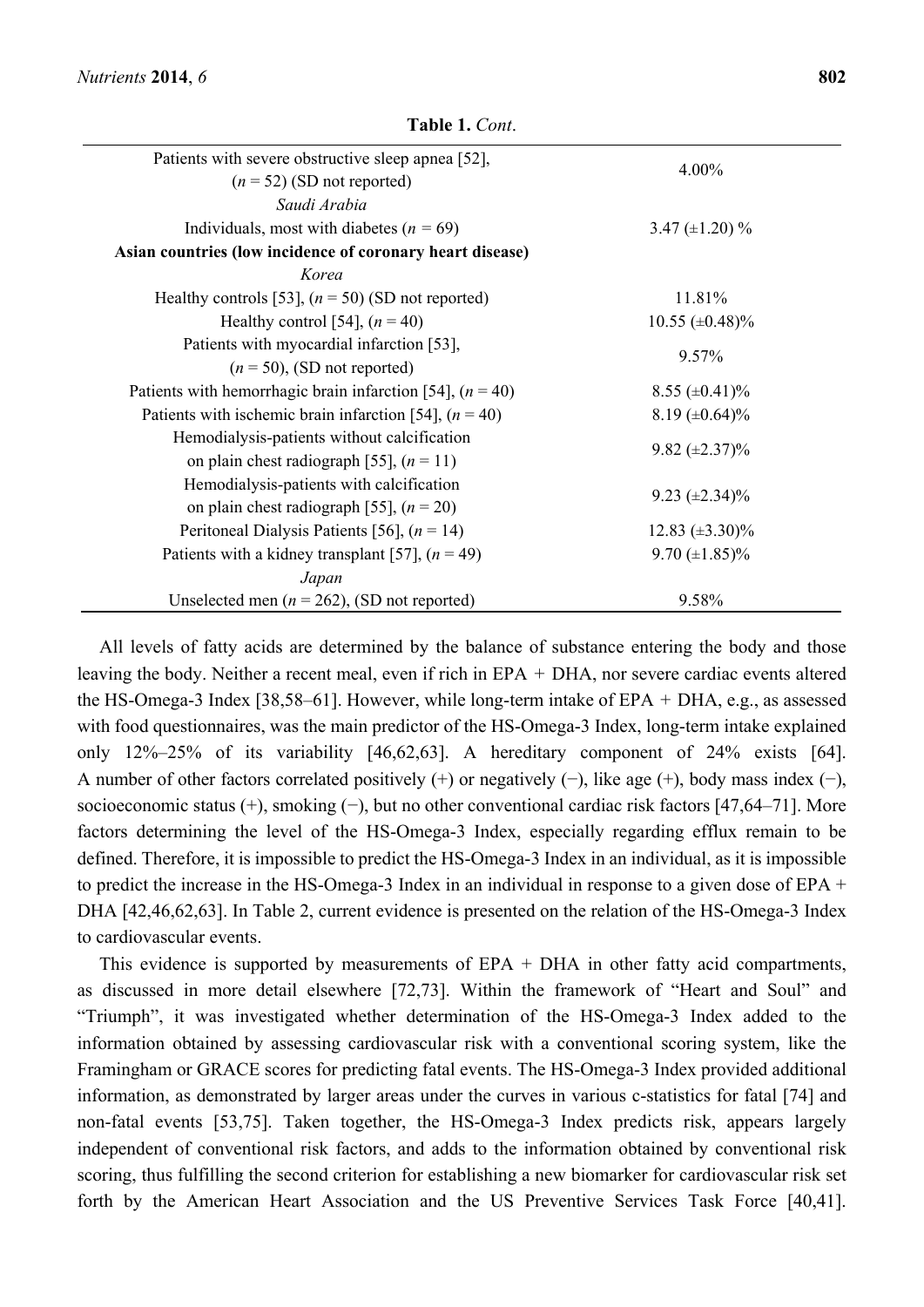**Table 1.** *Cont*.

| | |
|---|---|
| Patients with severe obstructive sleep apnea [52], ($n$ = 52) (SD not reported) | 4.00% |
| *Saudi Arabia* | |
| Individuals, most with diabetes ($n$ = 69) | 3.47 (±1.20) % |
| **Asian countries (low incidence of coronary heart disease)** | |
| *Korea* | |
| Healthy controls [53], ($n$ = 50) (SD not reported) | 11.81% |
| Healthy control [54], ($n$ = 40) | 10.55 (±0.48)% |
| Patients with myocardial infarction [53], ($n$ = 50), (SD not reported) | 9.57% |
| Patients with hemorrhagic brain infarction [54], ($n$ = 40) | 8.55 (±0.41)% |
| Patients with ischemic brain infarction [54], ($n$ = 40) | 8.19 (±0.64)% |
| Hemodialysis-patients without calcification on plain chest radiograph [55], ($n$ = 11) | 9.82 (±2.37)% |
| Hemodialysis-patients with calcification on plain chest radiograph [55], ($n$ = 20) | 9.23 (±2.34)% |
| Peritoneal Dialysis Patients [56], ($n$ = 14) | 12.83 (±3.30)% |
| Patients with a kidney transplant [57], ($n$ = 49) | 9.70 (±1.85)% |
| *Japan* | |
| Unselected men ($n$ = 262), (SD not reported) | 9.58% |

All levels of fatty acids are determined by the balance of substance entering the body and those leaving the body. Neither a recent meal, even if rich in EPA + DHA, nor severe cardiac events altered the HS-Omega-3 Index [38,58–61]. However, while long-term intake of EPA + DHA, e.g., as assessed with food questionnaires, was the main predictor of the HS-Omega-3 Index, long-term intake explained only 12%–25% of its variability [46,62,63]. A hereditary component of 24% exists [64]. A number of other factors correlated positively (+) or negatively (−), like age (+), body mass index (−), socioeconomic status (+), smoking (−), but no other conventional cardiac risk factors [47,64–71]. More factors determining the level of the HS-Omega-3 Index, especially regarding efflux remain to be defined. Therefore, it is impossible to predict the HS-Omega-3 Index in an individual, as it is impossible to predict the increase in the HS-Omega-3 Index in an individual in response to a given dose of EPA + DHA [42,46,62,63]. In Table 2, current evidence is presented on the relation of the HS-Omega-3 Index to cardiovascular events.

This evidence is supported by measurements of EPA + DHA in other fatty acid compartments, as discussed in more detail elsewhere [72,73]. Within the framework of "Heart and Soul" and "Triumph", it was investigated whether determination of the HS-Omega-3 Index added to the information obtained by assessing cardiovascular risk with a conventional scoring system, like the Framingham or GRACE scores for predicting fatal events. The HS-Omega-3 Index provided additional information, as demonstrated by larger areas under the curves in various c-statistics for fatal [74] and non-fatal events [53,75]. Taken together, the HS-Omega-3 Index predicts risk, appears largely independent of conventional risk factors, and adds to the information obtained by conventional risk scoring, thus fulfilling the second criterion for establishing a new biomarker for cardiovascular risk set forth by the American Heart Association and the US Preventive Services Task Force [40,41].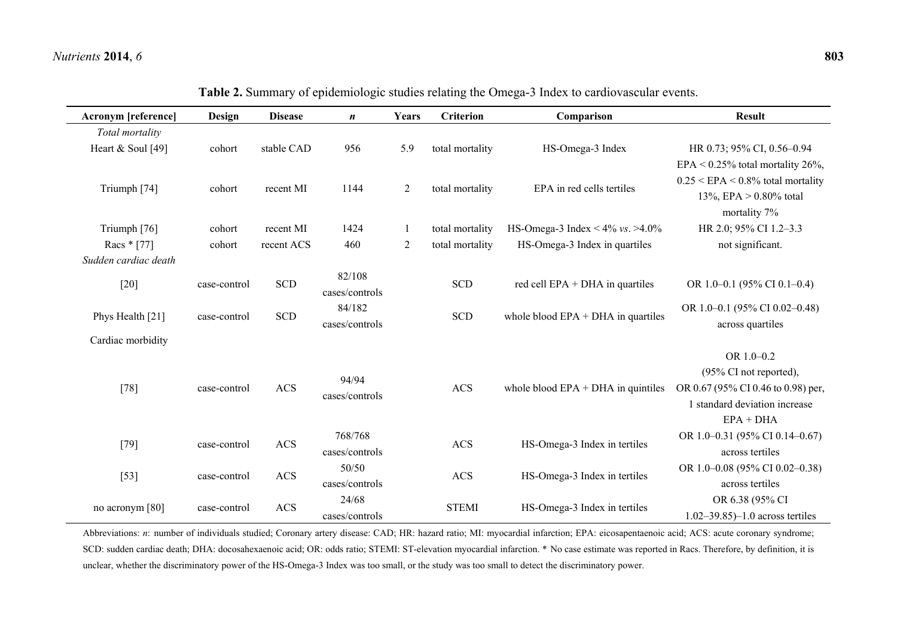**Table 2.** Summary of epidemiologic studies relating the Omega-3 Index to cardiovascular events.

| Acronym [reference] | Design | Disease | *n* | Years | Criterion | Comparison | Result |
|---|---|---|---|---|---|---|---|
| *Total mortality* | | | | | | | |
| Heart & Soul [49] | cohort | stable CAD | 956 | 5.9 | total mortality | HS-Omega-3 Index | HR 0.73; 95% CI, 0.56–0.94 |
| Triumph [74] | cohort | recent MI | 1144 | 2 | total mortality | EPA in red cells tertiles | EPA < 0.25% total mortality 26%, 0.25 < EPA < 0.8% total mortality 13%, EPA > 0.80% total mortality 7% |
| Triumph [76] | cohort | recent MI | 1424 | 1 | total mortality | HS-Omega-3 Index < 4% *vs*. >4.0% | HR 2.0; 95% CI 1.2–3.3 |
| Racs * [77] | cohort | recent ACS | 460 | 2 | total mortality | HS-Omega-3 Index in quartiles | not significant. |
| *Sudden cardiac death* | | | | | | | |
| [20] | case-control | SCD | 82/108 cases/controls | | SCD | red cell EPA + DHA in quartiles | OR 1.0–0.1 (95% CI 0.1–0.4) |
| Phys Health [21] | case-control | SCD | 84/182 cases/controls | | SCD | whole blood EPA + DHA in quartiles | OR 1.0–0.1 (95% CI 0.02–0.48) across quartiles |
| Cardiac morbidity | | | | | | | |
| [78] | case-control | ACS | 94/94 cases/controls | | ACS | whole blood EPA + DHA in quintiles | OR 1.0–0.2 (95% CI not reported), OR 0.67 (95% CI 0.46 to 0.98) per, 1 standard deviation increase EPA + DHA |
| [79] | case-control | ACS | 768/768 cases/controls | | ACS | HS-Omega-3 Index in tertiles | OR 1.0–0.31 (95% CI 0.14–0.67) across tertiles |
| [53] | case-control | ACS | 50/50 cases/controls | | ACS | HS-Omega-3 Index in tertiles | OR 1.0–0.08 (95% CI 0.02–0.38) across tertiles |
| no acronym [80] | case-control | ACS | 24/68 cases/controls | | STEMI | HS-Omega-3 Index in tertiles | OR 6.38 (95% CI 1.02–39.85)–1.0 across tertiles |

Abbreviations: *n*: number of individuals studied; Coronary artery disease: CAD; HR: hazard ratio; MI: myocardial infarction; EPA: eicosapentaenoic acid; ACS: acute coronary syndrome; SCD: sudden cardiac death; DHA: docosahexaenoic acid; OR: odds ratio; STEMI: ST-elevation myocardial infarction. * No case estimate was reported in Racs. Therefore, by definition, it is unclear, whether the discriminatory power of the HS-Omega-3 Index was too small, or the study was too small to detect the discriminatory power.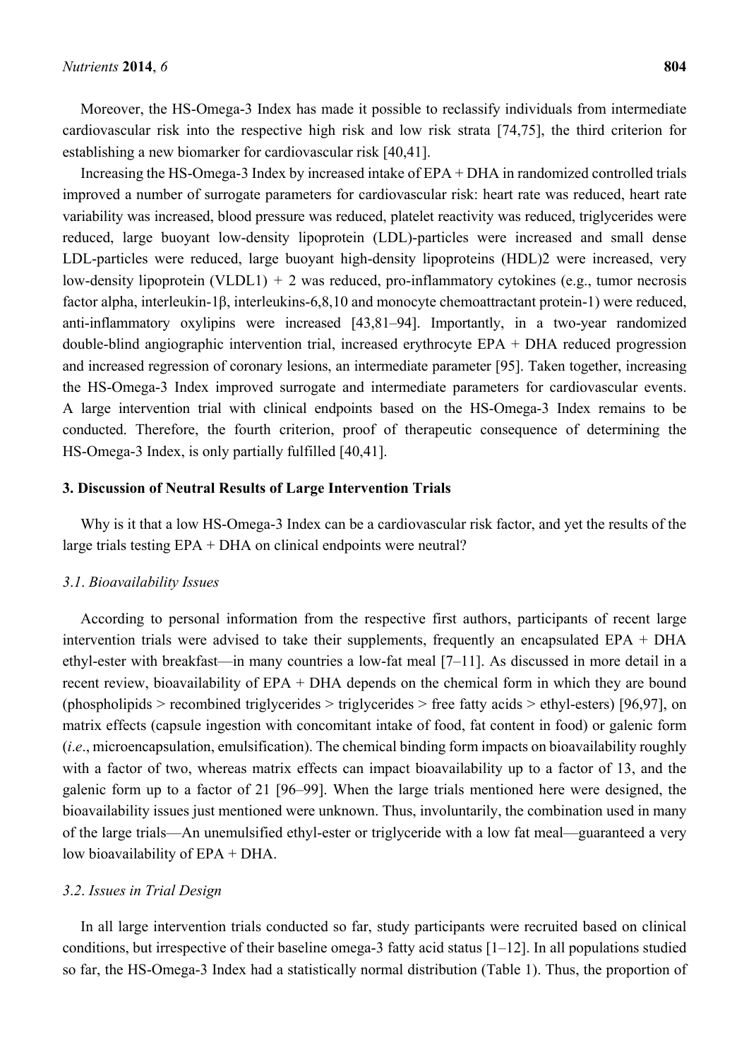Moreover, the HS-Omega-3 Index has made it possible to reclassify individuals from intermediate cardiovascular risk into the respective high risk and low risk strata [74,75], the third criterion for establishing a new biomarker for cardiovascular risk [40,41].

Increasing the HS-Omega-3 Index by increased intake of EPA + DHA in randomized controlled trials improved a number of surrogate parameters for cardiovascular risk: heart rate was reduced, heart rate variability was increased, blood pressure was reduced, platelet reactivity was reduced, triglycerides were reduced, large buoyant low-density lipoprotein (LDL)-particles were increased and small dense LDL-particles were reduced, large buoyant high-density lipoproteins (HDL)2 were increased, very low-density lipoprotein (VLDL1) + 2 was reduced, pro-inflammatory cytokines (e.g., tumor necrosis factor alpha, interleukin-1β, interleukins-6,8,10 and monocyte chemoattractant protein-1) were reduced, anti-inflammatory oxylipins were increased [43,81–94]. Importantly, in a two-year randomized double-blind angiographic intervention trial, increased erythrocyte EPA + DHA reduced progression and increased regression of coronary lesions, an intermediate parameter [95]. Taken together, increasing the HS-Omega-3 Index improved surrogate and intermediate parameters for cardiovascular events. A large intervention trial with clinical endpoints based on the HS-Omega-3 Index remains to be conducted. Therefore, the fourth criterion, proof of therapeutic consequence of determining the HS-Omega-3 Index, is only partially fulfilled [40,41].

## 3. Discussion of Neutral Results of Large Intervention Trials

Why is it that a low HS-Omega-3 Index can be a cardiovascular risk factor, and yet the results of the large trials testing EPA + DHA on clinical endpoints were neutral?

### 3.1. Bioavailability Issues

According to personal information from the respective first authors, participants of recent large intervention trials were advised to take their supplements, frequently an encapsulated EPA + DHA ethyl-ester with breakfast—in many countries a low-fat meal [7–11]. As discussed in more detail in a recent review, bioavailability of EPA + DHA depends on the chemical form in which they are bound (phospholipids > recombined triglycerides > triglycerides > free fatty acids > ethyl-esters) [96,97], on matrix effects (capsule ingestion with concomitant intake of food, fat content in food) or galenic form (*i.e*., microencapsulation, emulsification). The chemical binding form impacts on bioavailability roughly with a factor of two, whereas matrix effects can impact bioavailability up to a factor of 13, and the galenic form up to a factor of 21 [96–99]. When the large trials mentioned here were designed, the bioavailability issues just mentioned were unknown. Thus, involuntarily, the combination used in many of the large trials—An unemulsified ethyl-ester or triglyceride with a low fat meal—guaranteed a very low bioavailability of EPA + DHA.

### 3.2. Issues in Trial Design

In all large intervention trials conducted so far, study participants were recruited based on clinical conditions, but irrespective of their baseline omega-3 fatty acid status [1–12]. In all populations studied so far, the HS-Omega-3 Index had a statistically normal distribution (Table 1). Thus, the proportion of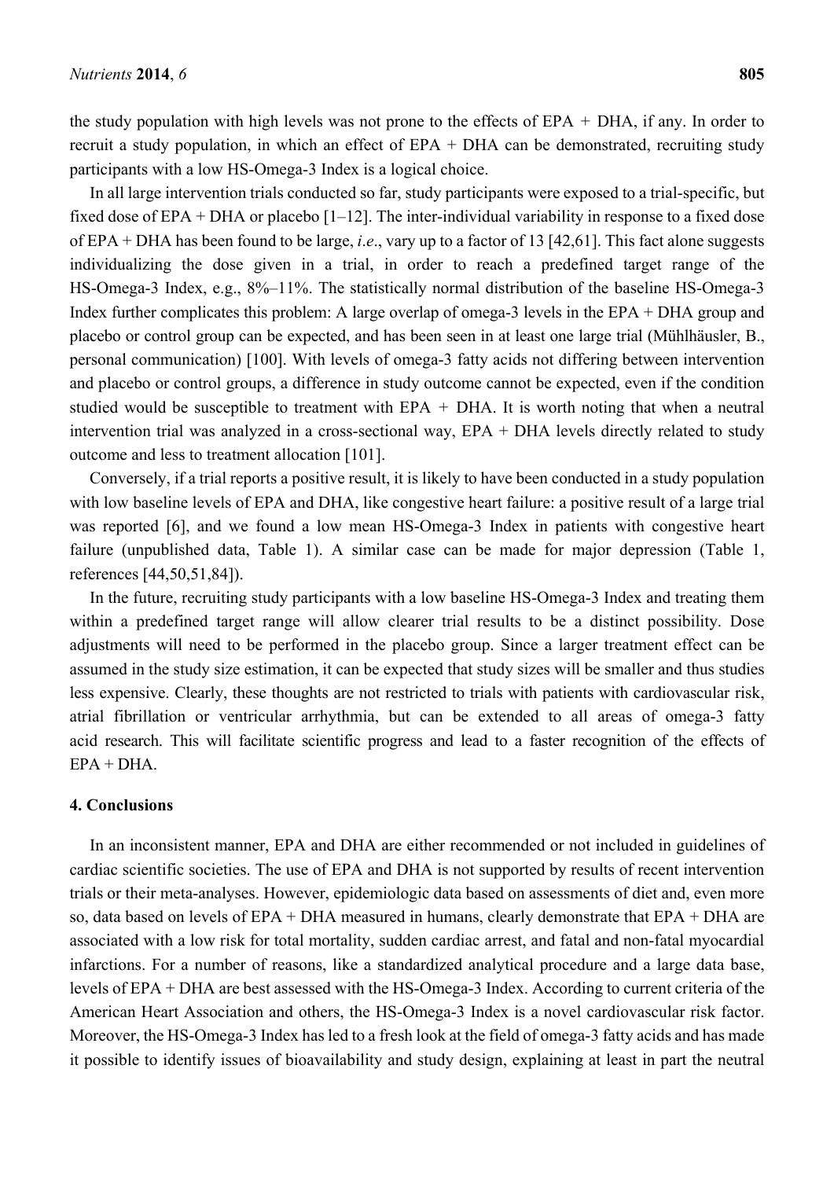the study population with high levels was not prone to the effects of EPA + DHA, if any. In order to recruit a study population, in which an effect of EPA + DHA can be demonstrated, recruiting study participants with a low HS-Omega-3 Index is a logical choice.

In all large intervention trials conducted so far, study participants were exposed to a trial-specific, but fixed dose of EPA + DHA or placebo [1–12]. The inter-individual variability in response to a fixed dose of EPA + DHA has been found to be large, *i.e*., vary up to a factor of 13 [42,61]. This fact alone suggests individualizing the dose given in a trial, in order to reach a predefined target range of the HS-Omega-3 Index, e.g., 8%–11%. The statistically normal distribution of the baseline HS-Omega-3 Index further complicates this problem: A large overlap of omega-3 levels in the EPA + DHA group and placebo or control group can be expected, and has been seen in at least one large trial (Mühlhäusler, B., personal communication) [100]. With levels of omega-3 fatty acids not differing between intervention and placebo or control groups, a difference in study outcome cannot be expected, even if the condition studied would be susceptible to treatment with EPA + DHA. It is worth noting that when a neutral intervention trial was analyzed in a cross-sectional way, EPA + DHA levels directly related to study outcome and less to treatment allocation [101].

Conversely, if a trial reports a positive result, it is likely to have been conducted in a study population with low baseline levels of EPA and DHA, like congestive heart failure: a positive result of a large trial was reported [6], and we found a low mean HS-Omega-3 Index in patients with congestive heart failure (unpublished data, Table 1). A similar case can be made for major depression (Table 1, references [44,50,51,84]).

In the future, recruiting study participants with a low baseline HS-Omega-3 Index and treating them within a predefined target range will allow clearer trial results to be a distinct possibility. Dose adjustments will need to be performed in the placebo group. Since a larger treatment effect can be assumed in the study size estimation, it can be expected that study sizes will be smaller and thus studies less expensive. Clearly, these thoughts are not restricted to trials with patients with cardiovascular risk, atrial fibrillation or ventricular arrhythmia, but can be extended to all areas of omega-3 fatty acid research. This will facilitate scientific progress and lead to a faster recognition of the effects of EPA + DHA.

## 4. Conclusions

In an inconsistent manner, EPA and DHA are either recommended or not included in guidelines of cardiac scientific societies. The use of EPA and DHA is not supported by results of recent intervention trials or their meta-analyses. However, epidemiologic data based on assessments of diet and, even more so, data based on levels of EPA + DHA measured in humans, clearly demonstrate that EPA + DHA are associated with a low risk for total mortality, sudden cardiac arrest, and fatal and non-fatal myocardial infarctions. For a number of reasons, like a standardized analytical procedure and a large data base, levels of EPA + DHA are best assessed with the HS-Omega-3 Index. According to current criteria of the American Heart Association and others, the HS-Omega-3 Index is a novel cardiovascular risk factor. Moreover, the HS-Omega-3 Index has led to a fresh look at the field of omega-3 fatty acids and has made it possible to identify issues of bioavailability and study design, explaining at least in part the neutral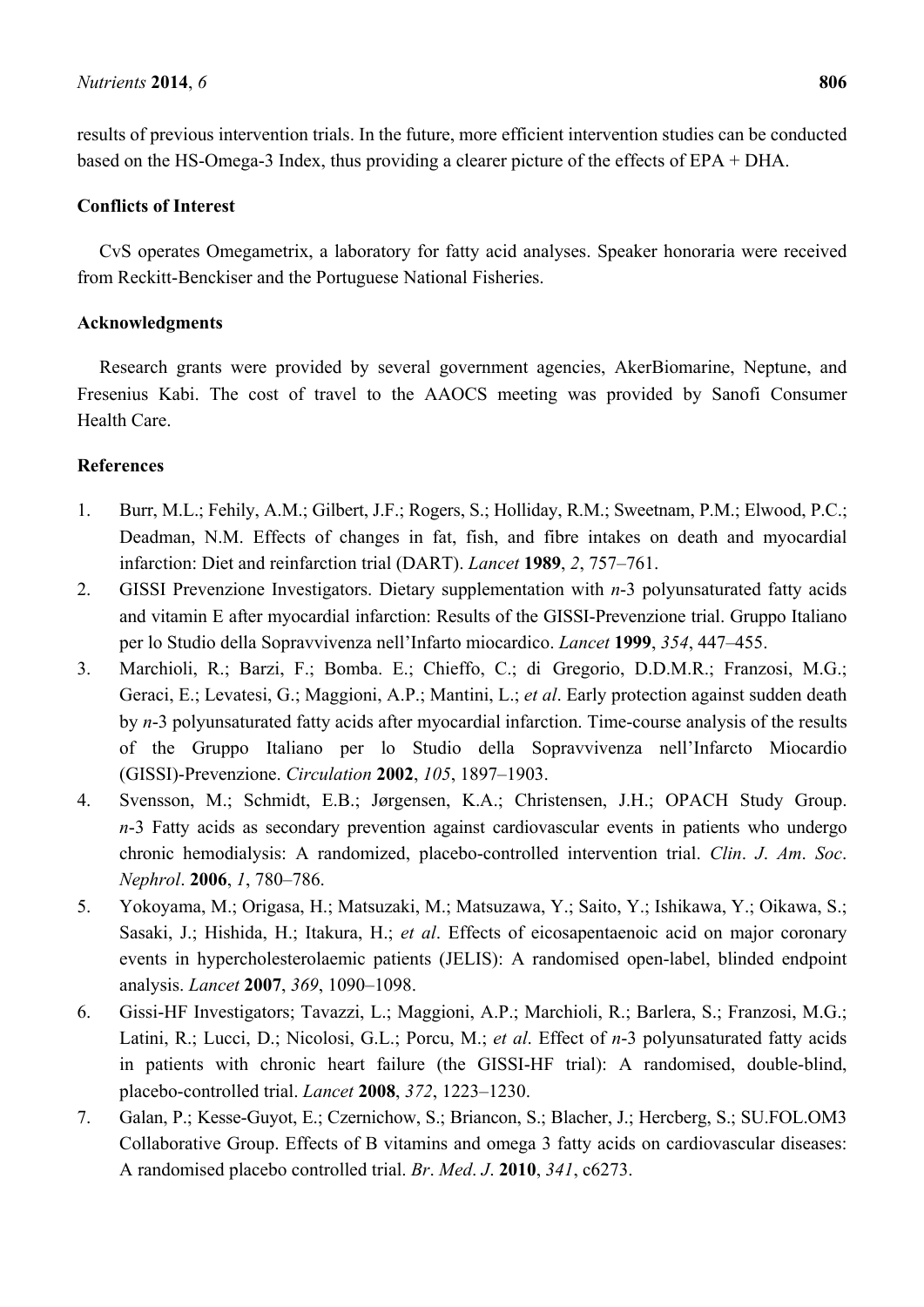results of previous intervention trials. In the future, more efficient intervention studies can be conducted based on the HS-Omega-3 Index, thus providing a clearer picture of the effects of EPA + DHA.

## Conflicts of Interest

CvS operates Omegametrix, a laboratory for fatty acid analyses. Speaker honoraria were received from Reckitt-Benckiser and the Portuguese National Fisheries.

## Acknowledgments

Research grants were provided by several government agencies, AkerBiomarine, Neptune, and Fresenius Kabi. The cost of travel to the AAOCS meeting was provided by Sanofi Consumer Health Care.

## References

1. Burr, M.L.; Fehily, A.M.; Gilbert, J.F.; Rogers, S.; Holliday, R.M.; Sweetnam, P.M.; Elwood, P.C.; Deadman, N.M. Effects of changes in fat, fish, and fibre intakes on death and myocardial infarction: Diet and reinfarction trial (DART). *Lancet* **1989**, *2*, 757–761.
2. GISSI Prevenzione Investigators. Dietary supplementation with *n*-3 polyunsaturated fatty acids and vitamin E after myocardial infarction: Results of the GISSI-Prevenzione trial. Gruppo Italiano per lo Studio della Sopravvivenza nell'Infarto miocardico. *Lancet* **1999**, *354*, 447–455.
3. Marchioli, R.; Barzi, F.; Bomba. E.; Chieffo, C.; di Gregorio, D.D.M.R.; Franzosi, M.G.; Geraci, E.; Levatesi, G.; Maggioni, A.P.; Mantini, L.; *et al*. Early protection against sudden death by *n*-3 polyunsaturated fatty acids after myocardial infarction. Time-course analysis of the results of the Gruppo Italiano per lo Studio della Sopravvivenza nell'Infarcto Miocardio (GISSI)-Prevenzione. *Circulation* **2002**, *105*, 1897–1903.
4. Svensson, M.; Schmidt, E.B.; Jørgensen, K.A.; Christensen, J.H.; OPACH Study Group. *n*-3 Fatty acids as secondary prevention against cardiovascular events in patients who undergo chronic hemodialysis: A randomized, placebo-controlled intervention trial. *Clin*. *J*. *Am*. *Soc*. *Nephrol*. **2006**, *1*, 780–786.
5. Yokoyama, M.; Origasa, H.; Matsuzaki, M.; Matsuzawa, Y.; Saito, Y.; Ishikawa, Y.; Oikawa, S.; Sasaki, J.; Hishida, H.; Itakura, H.; *et al*. Effects of eicosapentaenoic acid on major coronary events in hypercholesterolaemic patients (JELIS): A randomised open-label, blinded endpoint analysis. *Lancet* **2007**, *369*, 1090–1098.
6. Gissi-HF Investigators; Tavazzi, L.; Maggioni, A.P.; Marchioli, R.; Barlera, S.; Franzosi, M.G.; Latini, R.; Lucci, D.; Nicolosi, G.L.; Porcu, M.; *et al*. Effect of *n*-3 polyunsaturated fatty acids in patients with chronic heart failure (the GISSI-HF trial): A randomised, double-blind, placebo-controlled trial. *Lancet* **2008**, *372*, 1223–1230.
7. Galan, P.; Kesse-Guyot, E.; Czernichow, S.; Briancon, S.; Blacher, J.; Hercberg, S.; SU.FOL.OM3 Collaborative Group. Effects of B vitamins and omega 3 fatty acids on cardiovascular diseases: A randomised placebo controlled trial. *Br*. *Med*. *J*. **2010**, *341*, c6273.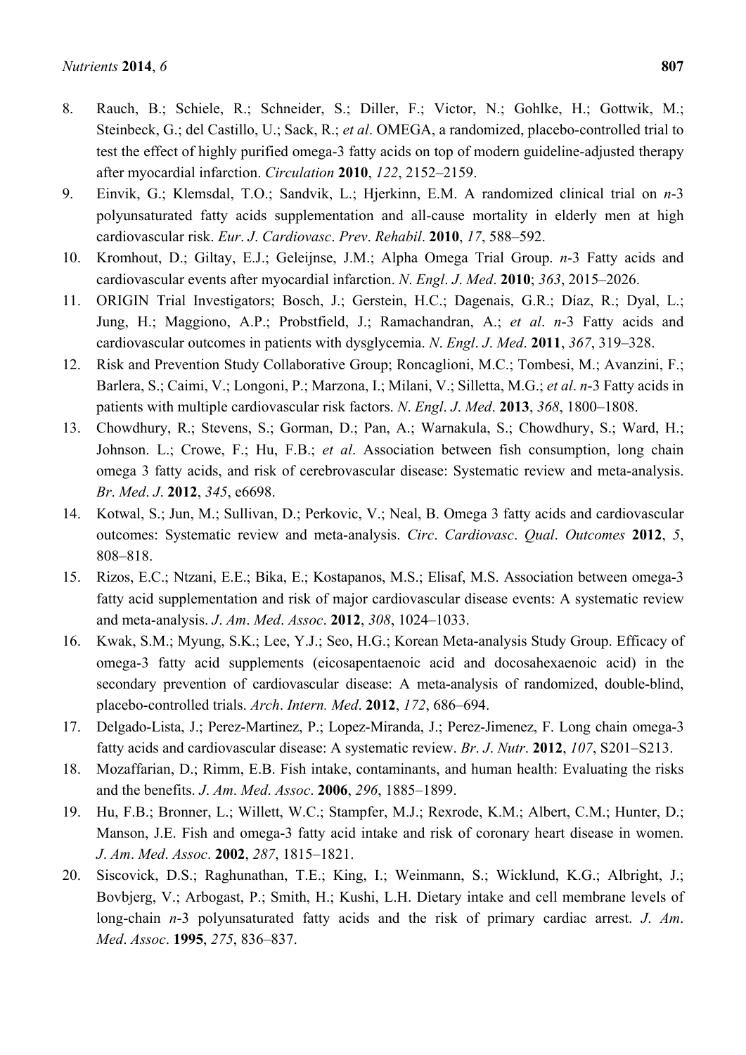8. Rauch, B.; Schiele, R.; Schneider, S.; Diller, F.; Victor, N.; Gohlke, H.; Gottwik, M.; Steinbeck, G.; del Castillo, U.; Sack, R.; *et al*. OMEGA, a randomized, placebo-controlled trial to test the effect of highly purified omega-3 fatty acids on top of modern guideline-adjusted therapy after myocardial infarction. *Circulation* **2010**, *122*, 2152–2159.
9. Einvik, G.; Klemsdal, T.O.; Sandvik, L.; Hjerkinn, E.M. A randomized clinical trial on *n*-3 polyunsaturated fatty acids supplementation and all-cause mortality in elderly men at high cardiovascular risk. *Eur*. *J*. *Cardiovasc*. *Prev*. *Rehabil*. **2010**, *17*, 588–592.
10. Kromhout, D.; Giltay, E.J.; Geleijnse, J.M.; Alpha Omega Trial Group. *n*-3 Fatty acids and cardiovascular events after myocardial infarction. *N*. *Engl*. *J*. *Med*. **2010**; *363*, 2015–2026.
11. ORIGIN Trial Investigators; Bosch, J.; Gerstein, H.C.; Dagenais, G.R.; Díaz, R.; Dyal, L.; Jung, H.; Maggiono, A.P.; Probstfield, J.; Ramachandran, A.; *et al*. *n*-3 Fatty acids and cardiovascular outcomes in patients with dysglycemia. *N*. *Engl*. *J*. *Med*. **2011**, *367*, 319–328.
12. Risk and Prevention Study Collaborative Group; Roncaglioni, M.C.; Tombesi, M.; Avanzini, F.; Barlera, S.; Caimi, V.; Longoni, P.; Marzona, I.; Milani, V.; Silletta, M.G.; *et al*. *n*-3 Fatty acids in patients with multiple cardiovascular risk factors. *N*. *Engl*. *J*. *Med*. **2013**, *368*, 1800–1808.
13. Chowdhury, R.; Stevens, S.; Gorman, D.; Pan, A.; Warnakula, S.; Chowdhury, S.; Ward, H.; Johnson. L.; Crowe, F.; Hu, F.B.; *et al*. Association between fish consumption, long chain omega 3 fatty acids, and risk of cerebrovascular disease: Systematic review and meta-analysis. *Br*. *Med*. *J*. **2012**, *345*, e6698.
14. Kotwal, S.; Jun, M.; Sullivan, D.; Perkovic, V.; Neal, B. Omega 3 fatty acids and cardiovascular outcomes: Systematic review and meta-analysis. *Circ*. *Cardiovasc*. *Qual*. *Outcomes* **2012**, *5*, 808–818.
15. Rizos, E.C.; Ntzani, E.E.; Bika, E.; Kostapanos, M.S.; Elisaf, M.S. Association between omega-3 fatty acid supplementation and risk of major cardiovascular disease events: A systematic review and meta-analysis. *J*. *Am*. *Med*. *Assoc*. **2012**, *308*, 1024–1033.
16. Kwak, S.M.; Myung, S.K.; Lee, Y.J.; Seo, H.G.; Korean Meta-analysis Study Group. Efficacy of omega-3 fatty acid supplements (eicosapentaenoic acid and docosahexaenoic acid) in the secondary prevention of cardiovascular disease: A meta-analysis of randomized, double-blind, placebo-controlled trials. *Arch*. *Intern. Med*. **2012**, *172*, 686–694.
17. Delgado-Lista, J.; Perez-Martinez, P.; Lopez-Miranda, J.; Perez-Jimenez, F. Long chain omega-3 fatty acids and cardiovascular disease: A systematic review. *Br*. *J*. *Nutr*. **2012**, *107*, S201–S213.
18. Mozaffarian, D.; Rimm, E.B. Fish intake, contaminants, and human health: Evaluating the risks and the benefits. *J*. *Am*. *Med*. *Assoc*. **2006**, *296*, 1885–1899.
19. Hu, F.B.; Bronner, L.; Willett, W.C.; Stampfer, M.J.; Rexrode, K.M.; Albert, C.M.; Hunter, D.; Manson, J.E. Fish and omega-3 fatty acid intake and risk of coronary heart disease in women. *J*. *Am*. *Med*. *Assoc*. **2002**, *287*, 1815–1821.
20. Siscovick, D.S.; Raghunathan, T.E.; King, I.; Weinmann, S.; Wicklund, K.G.; Albright, J.; Bovbjerg, V.; Arbogast, P.; Smith, H.; Kushi, L.H. Dietary intake and cell membrane levels of long-chain *n*-3 polyunsaturated fatty acids and the risk of primary cardiac arrest. *J*. *Am*. *Med*. *Assoc*. **1995**, *275*, 836–837.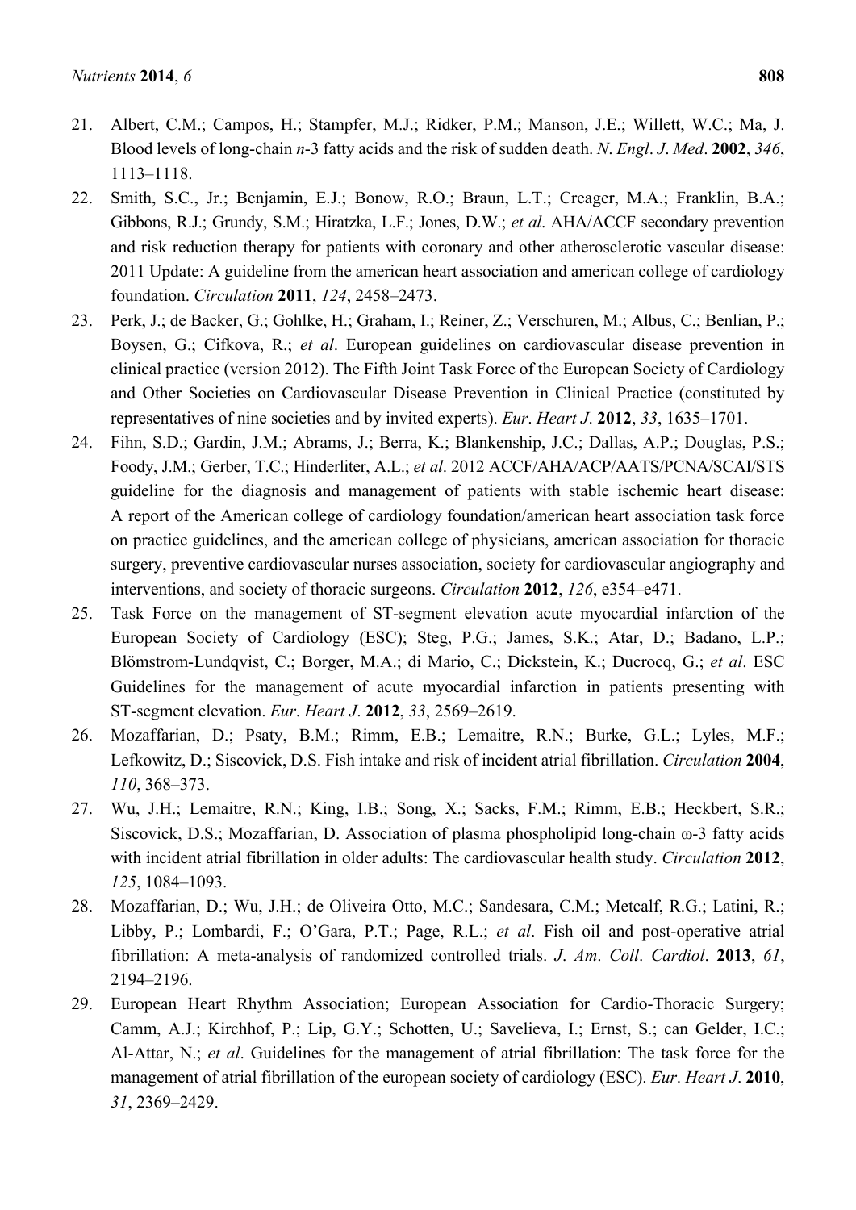21. Albert, C.M.; Campos, H.; Stampfer, M.J.; Ridker, P.M.; Manson, J.E.; Willett, W.C.; Ma, J. Blood levels of long-chain *n*-3 fatty acids and the risk of sudden death. *N*. *Engl*. *J*. *Med*. **2002**, *346*, 1113–1118.
22. Smith, S.C., Jr.; Benjamin, E.J.; Bonow, R.O.; Braun, L.T.; Creager, M.A.; Franklin, B.A.; Gibbons, R.J.; Grundy, S.M.; Hiratzka, L.F.; Jones, D.W.; *et al*. AHA/ACCF secondary prevention and risk reduction therapy for patients with coronary and other atherosclerotic vascular disease: 2011 Update: A guideline from the american heart association and american college of cardiology foundation. *Circulation* **2011**, *124*, 2458–2473.
23. Perk, J.; de Backer, G.; Gohlke, H.; Graham, I.; Reiner, Z.; Verschuren, M.; Albus, C.; Benlian, P.; Boysen, G.; Cifkova, R.; *et al*. European guidelines on cardiovascular disease prevention in clinical practice (version 2012). The Fifth Joint Task Force of the European Society of Cardiology and Other Societies on Cardiovascular Disease Prevention in Clinical Practice (constituted by representatives of nine societies and by invited experts). *Eur*. *Heart J*. **2012**, *33*, 1635–1701.
24. Fihn, S.D.; Gardin, J.M.; Abrams, J.; Berra, K.; Blankenship, J.C.; Dallas, A.P.; Douglas, P.S.; Foody, J.M.; Gerber, T.C.; Hinderliter, A.L.; *et al*. 2012 ACCF/AHA/ACP/AATS/PCNA/SCAI/STS guideline for the diagnosis and management of patients with stable ischemic heart disease: A report of the American college of cardiology foundation/american heart association task force on practice guidelines, and the american college of physicians, american association for thoracic surgery, preventive cardiovascular nurses association, society for cardiovascular angiography and interventions, and society of thoracic surgeons. *Circulation* **2012**, *126*, e354–e471.
25. Task Force on the management of ST-segment elevation acute myocardial infarction of the European Society of Cardiology (ESC); Steg, P.G.; James, S.K.; Atar, D.; Badano, L.P.; Blömstrom-Lundqvist, C.; Borger, M.A.; di Mario, C.; Dickstein, K.; Ducrocq, G.; *et al*. ESC Guidelines for the management of acute myocardial infarction in patients presenting with ST-segment elevation. *Eur*. *Heart J*. **2012**, *33*, 2569–2619.
26. Mozaffarian, D.; Psaty, B.M.; Rimm, E.B.; Lemaitre, R.N.; Burke, G.L.; Lyles, M.F.; Lefkowitz, D.; Siscovick, D.S. Fish intake and risk of incident atrial fibrillation. *Circulation* **2004**, *110*, 368–373.
27. Wu, J.H.; Lemaitre, R.N.; King, I.B.; Song, X.; Sacks, F.M.; Rimm, E.B.; Heckbert, S.R.; Siscovick, D.S.; Mozaffarian, D. Association of plasma phospholipid long-chain ω-3 fatty acids with incident atrial fibrillation in older adults: The cardiovascular health study. *Circulation* **2012**, *125*, 1084–1093.
28. Mozaffarian, D.; Wu, J.H.; de Oliveira Otto, M.C.; Sandesara, C.M.; Metcalf, R.G.; Latini, R.; Libby, P.; Lombardi, F.; O'Gara, P.T.; Page, R.L.; *et al*. Fish oil and post-operative atrial fibrillation: A meta-analysis of randomized controlled trials. *J*. *Am*. *Coll*. *Cardiol*. **2013**, *61*, 2194–2196.
29. European Heart Rhythm Association; European Association for Cardio-Thoracic Surgery; Camm, A.J.; Kirchhof, P.; Lip, G.Y.; Schotten, U.; Savelieva, I.; Ernst, S.; can Gelder, I.C.; Al-Attar, N.; *et al*. Guidelines for the management of atrial fibrillation: The task force for the management of atrial fibrillation of the european society of cardiology (ESC). *Eur*. *Heart J*. **2010**, *31*, 2369–2429.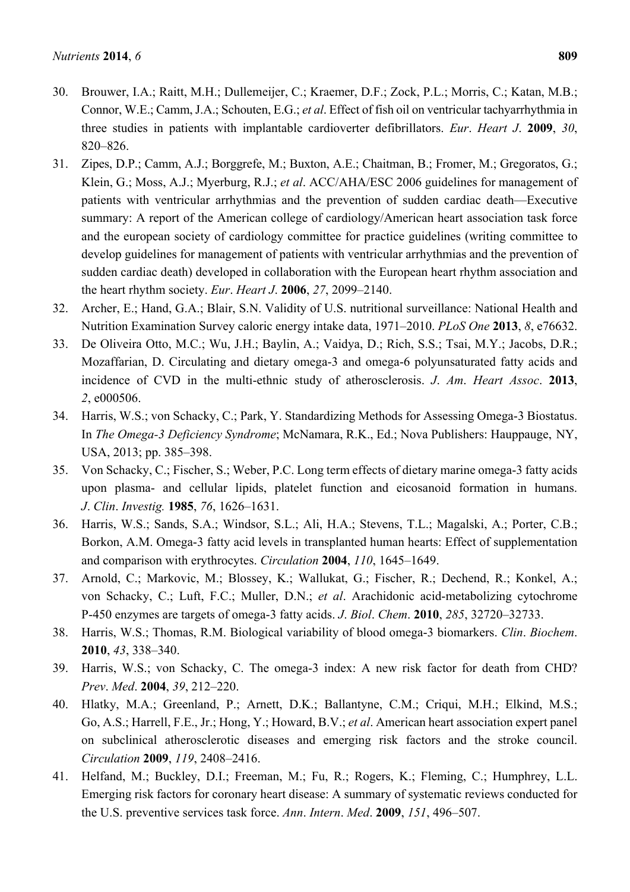30. Brouwer, I.A.; Raitt, M.H.; Dullemeijer, C.; Kraemer, D.F.; Zock, P.L.; Morris, C.; Katan, M.B.; Connor, W.E.; Camm, J.A.; Schouten, E.G.; *et al*. Effect of fish oil on ventricular tachyarrhythmia in three studies in patients with implantable cardioverter defibrillators. *Eur*. *Heart J*. **2009**, *30*, 820–826.
31. Zipes, D.P.; Camm, A.J.; Borggrefe, M.; Buxton, A.E.; Chaitman, B.; Fromer, M.; Gregoratos, G.; Klein, G.; Moss, A.J.; Myerburg, R.J.; *et al*. ACC/AHA/ESC 2006 guidelines for management of patients with ventricular arrhythmias and the prevention of sudden cardiac death—Executive summary: A report of the American college of cardiology/American heart association task force and the european society of cardiology committee for practice guidelines (writing committee to develop guidelines for management of patients with ventricular arrhythmias and the prevention of sudden cardiac death) developed in collaboration with the European heart rhythm association and the heart rhythm society. *Eur*. *Heart J*. **2006**, *27*, 2099–2140.
32. Archer, E.; Hand, G.A.; Blair, S.N. Validity of U.S. nutritional surveillance: National Health and Nutrition Examination Survey caloric energy intake data, 1971–2010. *PLoS One* **2013**, *8*, e76632.
33. De Oliveira Otto, M.C.; Wu, J.H.; Baylin, A.; Vaidya, D.; Rich, S.S.; Tsai, M.Y.; Jacobs, D.R.; Mozaffarian, D. Circulating and dietary omega-3 and omega-6 polyunsaturated fatty acids and incidence of CVD in the multi-ethnic study of atherosclerosis. *J*. *Am*. *Heart Assoc*. **2013**, *2*, e000506.
34. Harris, W.S.; von Schacky, C.; Park, Y. Standardizing Methods for Assessing Omega-3 Biostatus. In *The Omega-3 Deficiency Syndrome*; McNamara, R.K., Ed.; Nova Publishers: Hauppauge, NY, USA, 2013; pp. 385–398.
35. Von Schacky, C.; Fischer, S.; Weber, P.C. Long term effects of dietary marine omega-3 fatty acids upon plasma- and cellular lipids, platelet function and eicosanoid formation in humans. *J*. *Clin*. *Investig.* **1985**, *76*, 1626–1631.
36. Harris, W.S.; Sands, S.A.; Windsor, S.L.; Ali, H.A.; Stevens, T.L.; Magalski, A.; Porter, C.B.; Borkon, A.M. Omega-3 fatty acid levels in transplanted human hearts: Effect of supplementation and comparison with erythrocytes. *Circulation* **2004**, *110*, 1645–1649.
37. Arnold, C.; Markovic, M.; Blossey, K.; Wallukat, G.; Fischer, R.; Dechend, R.; Konkel, A.; von Schacky, C.; Luft, F.C.; Muller, D.N.; *et al*. Arachidonic acid-metabolizing cytochrome P-450 enzymes are targets of omega-3 fatty acids. *J*. *Biol*. *Chem*. **2010**, *285*, 32720–32733.
38. Harris, W.S.; Thomas, R.M. Biological variability of blood omega-3 biomarkers. *Clin*. *Biochem*. **2010**, *43*, 338–340.
39. Harris, W.S.; von Schacky, C. The omega-3 index: A new risk factor for death from CHD? *Prev*. *Med*. **2004**, *39*, 212–220.
40. Hlatky, M.A.; Greenland, P.; Arnett, D.K.; Ballantyne, C.M.; Criqui, M.H.; Elkind, M.S.; Go, A.S.; Harrell, F.E., Jr.; Hong, Y.; Howard, B.V.; *et al*. American heart association expert panel on subclinical atherosclerotic diseases and emerging risk factors and the stroke council. *Circulation* **2009**, *119*, 2408–2416.
41. Helfand, M.; Buckley, D.I.; Freeman, M.; Fu, R.; Rogers, K.; Fleming, C.; Humphrey, L.L. Emerging risk factors for coronary heart disease: A summary of systematic reviews conducted for the U.S. preventive services task force. *Ann*. *Intern*. *Med*. **2009**, *151*, 496–507.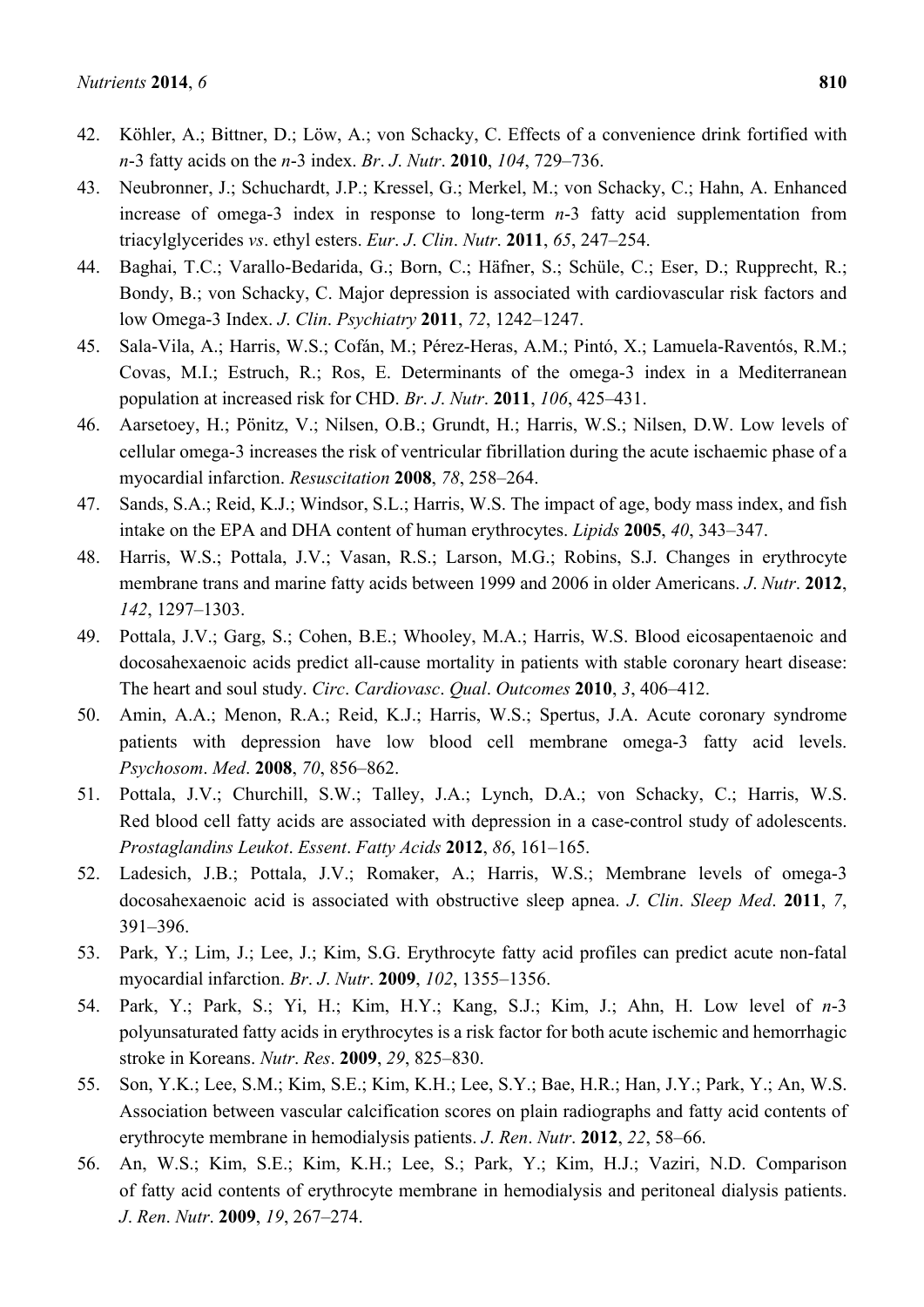42. Köhler, A.; Bittner, D.; Löw, A.; von Schacky, C. Effects of a convenience drink fortified with *n*-3 fatty acids on the *n*-3 index. *Br*. *J*. *Nutr*. **2010**, *104*, 729–736.
43. Neubronner, J.; Schuchardt, J.P.; Kressel, G.; Merkel, M.; von Schacky, C.; Hahn, A. Enhanced increase of omega-3 index in response to long-term *n*-3 fatty acid supplementation from triacylglycerides *vs*. ethyl esters. *Eur*. *J*. *Clin*. *Nutr*. **2011**, *65*, 247–254.
44. Baghai, T.C.; Varallo-Bedarida, G.; Born, C.; Häfner, S.; Schüle, C.; Eser, D.; Rupprecht, R.; Bondy, B.; von Schacky, C. Major depression is associated with cardiovascular risk factors and low Omega-3 Index. *J*. *Clin*. *Psychiatry* **2011**, *72*, 1242–1247.
45. Sala-Vila, A.; Harris, W.S.; Cofán, M.; Pérez-Heras, A.M.; Pintó, X.; Lamuela-Raventós, R.M.; Covas, M.I.; Estruch, R.; Ros, E. Determinants of the omega-3 index in a Mediterranean population at increased risk for CHD. *Br*. *J*. *Nutr*. **2011**, *106*, 425–431.
46. Aarsetoey, H.; Pönitz, V.; Nilsen, O.B.; Grundt, H.; Harris, W.S.; Nilsen, D.W. Low levels of cellular omega-3 increases the risk of ventricular fibrillation during the acute ischaemic phase of a myocardial infarction. *Resuscitation* **2008**, *78*, 258–264.
47. Sands, S.A.; Reid, K.J.; Windsor, S.L.; Harris, W.S. The impact of age, body mass index, and fish intake on the EPA and DHA content of human erythrocytes. *Lipids* **2005**, *40*, 343–347.
48. Harris, W.S.; Pottala, J.V.; Vasan, R.S.; Larson, M.G.; Robins, S.J. Changes in erythrocyte membrane trans and marine fatty acids between 1999 and 2006 in older Americans. *J*. *Nutr*. **2012**, *142*, 1297–1303.
49. Pottala, J.V.; Garg, S.; Cohen, B.E.; Whooley, M.A.; Harris, W.S. Blood eicosapentaenoic and docosahexaenoic acids predict all-cause mortality in patients with stable coronary heart disease: The heart and soul study. *Circ*. *Cardiovasc*. *Qual*. *Outcomes* **2010**, *3*, 406–412.
50. Amin, A.A.; Menon, R.A.; Reid, K.J.; Harris, W.S.; Spertus, J.A. Acute coronary syndrome patients with depression have low blood cell membrane omega-3 fatty acid levels. *Psychosom*. *Med*. **2008**, *70*, 856–862.
51. Pottala, J.V.; Churchill, S.W.; Talley, J.A.; Lynch, D.A.; von Schacky, C.; Harris, W.S. Red blood cell fatty acids are associated with depression in a case-control study of adolescents. *Prostaglandins Leukot*. *Essent*. *Fatty Acids* **2012**, *86*, 161–165.
52. Ladesich, J.B.; Pottala, J.V.; Romaker, A.; Harris, W.S.; Membrane levels of omega-3 docosahexaenoic acid is associated with obstructive sleep apnea. *J*. *Clin*. *Sleep Med*. **2011**, *7*, 391–396.
53. Park, Y.; Lim, J.; Lee, J.; Kim, S.G. Erythrocyte fatty acid profiles can predict acute non-fatal myocardial infarction. *Br*. *J*. *Nutr*. **2009**, *102*, 1355–1356.
54. Park, Y.; Park, S.; Yi, H.; Kim, H.Y.; Kang, S.J.; Kim, J.; Ahn, H. Low level of *n*-3 polyunsaturated fatty acids in erythrocytes is a risk factor for both acute ischemic and hemorrhagic stroke in Koreans. *Nutr*. *Res*. **2009**, *29*, 825–830.
55. Son, Y.K.; Lee, S.M.; Kim, S.E.; Kim, K.H.; Lee, S.Y.; Bae, H.R.; Han, J.Y.; Park, Y.; An, W.S. Association between vascular calcification scores on plain radiographs and fatty acid contents of erythrocyte membrane in hemodialysis patients. *J*. *Ren*. *Nutr*. **2012**, *22*, 58–66.
56. An, W.S.; Kim, S.E.; Kim, K.H.; Lee, S.; Park, Y.; Kim, H.J.; Vaziri, N.D. Comparison of fatty acid contents of erythrocyte membrane in hemodialysis and peritoneal dialysis patients. *J*. *Ren*. *Nutr*. **2009**, *19*, 267–274.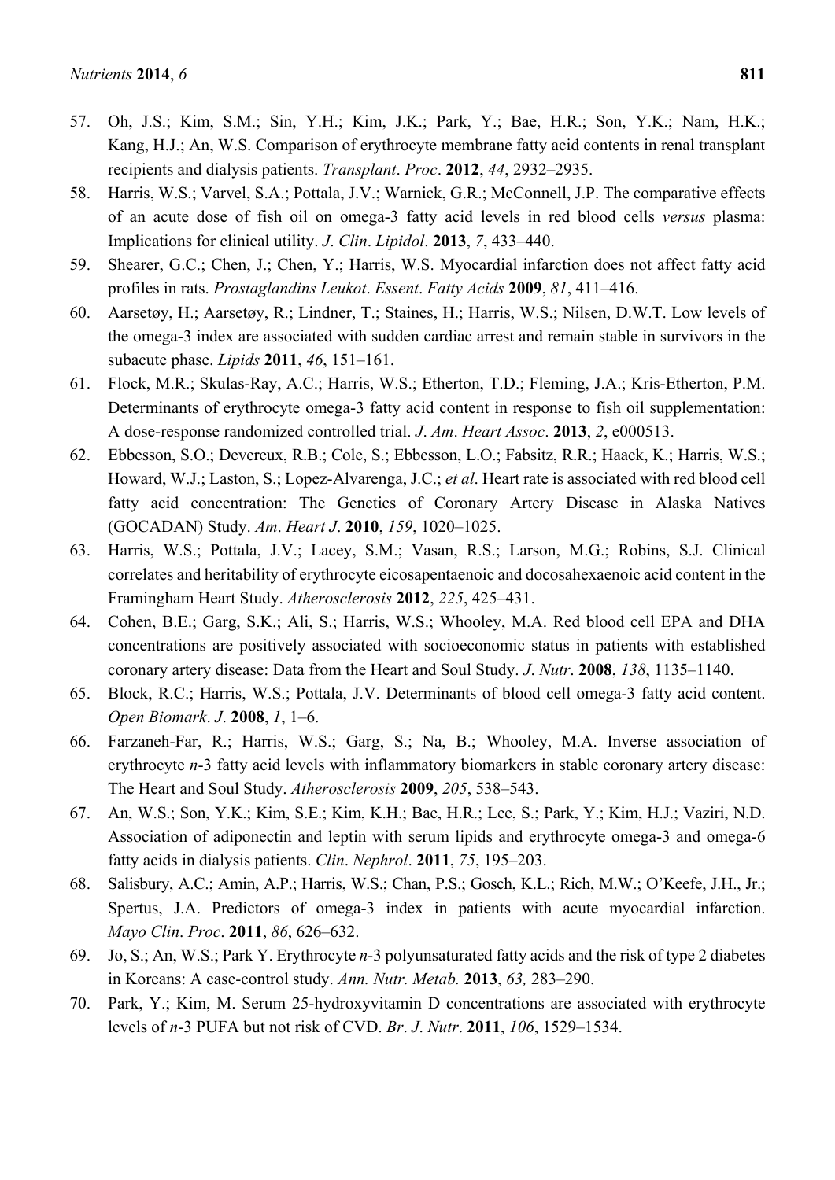57. Oh, J.S.; Kim, S.M.; Sin, Y.H.; Kim, J.K.; Park, Y.; Bae, H.R.; Son, Y.K.; Nam, H.K.; Kang, H.J.; An, W.S. Comparison of erythrocyte membrane fatty acid contents in renal transplant recipients and dialysis patients. *Transplant*. *Proc*. **2012**, *44*, 2932–2935.
58. Harris, W.S.; Varvel, S.A.; Pottala, J.V.; Warnick, G.R.; McConnell, J.P. The comparative effects of an acute dose of fish oil on omega-3 fatty acid levels in red blood cells *versus* plasma: Implications for clinical utility. *J*. *Clin*. *Lipidol*. **2013**, *7*, 433–440.
59. Shearer, G.C.; Chen, J.; Chen, Y.; Harris, W.S. Myocardial infarction does not affect fatty acid profiles in rats. *Prostaglandins Leukot*. *Essent*. *Fatty Acids* **2009**, *81*, 411–416.
60. Aarsetøy, H.; Aarsetøy, R.; Lindner, T.; Staines, H.; Harris, W.S.; Nilsen, D.W.T. Low levels of the omega-3 index are associated with sudden cardiac arrest and remain stable in survivors in the subacute phase. *Lipids* **2011**, *46*, 151–161.
61. Flock, M.R.; Skulas-Ray, A.C.; Harris, W.S.; Etherton, T.D.; Fleming, J.A.; Kris-Etherton, P.M. Determinants of erythrocyte omega-3 fatty acid content in response to fish oil supplementation: A dose-response randomized controlled trial. *J*. *Am*. *Heart Assoc*. **2013**, *2*, e000513.
62. Ebbesson, S.O.; Devereux, R.B.; Cole, S.; Ebbesson, L.O.; Fabsitz, R.R.; Haack, K.; Harris, W.S.; Howard, W.J.; Laston, S.; Lopez-Alvarenga, J.C.; *et al*. Heart rate is associated with red blood cell fatty acid concentration: The Genetics of Coronary Artery Disease in Alaska Natives (GOCADAN) Study. *Am*. *Heart J*. **2010**, *159*, 1020–1025.
63. Harris, W.S.; Pottala, J.V.; Lacey, S.M.; Vasan, R.S.; Larson, M.G.; Robins, S.J. Clinical correlates and heritability of erythrocyte eicosapentaenoic and docosahexaenoic acid content in the Framingham Heart Study. *Atherosclerosis* **2012**, *225*, 425–431.
64. Cohen, B.E.; Garg, S.K.; Ali, S.; Harris, W.S.; Whooley, M.A. Red blood cell EPA and DHA concentrations are positively associated with socioeconomic status in patients with established coronary artery disease: Data from the Heart and Soul Study. *J*. *Nutr*. **2008**, *138*, 1135–1140.
65. Block, R.C.; Harris, W.S.; Pottala, J.V. Determinants of blood cell omega-3 fatty acid content. *Open Biomark*. *J*. **2008**, *1*, 1–6.
66. Farzaneh-Far, R.; Harris, W.S.; Garg, S.; Na, B.; Whooley, M.A. Inverse association of erythrocyte *n*-3 fatty acid levels with inflammatory biomarkers in stable coronary artery disease: The Heart and Soul Study. *Atherosclerosis* **2009**, *205*, 538–543.
67. An, W.S.; Son, Y.K.; Kim, S.E.; Kim, K.H.; Bae, H.R.; Lee, S.; Park, Y.; Kim, H.J.; Vaziri, N.D. Association of adiponectin and leptin with serum lipids and erythrocyte omega-3 and omega-6 fatty acids in dialysis patients. *Clin*. *Nephrol*. **2011**, *75*, 195–203.
68. Salisbury, A.C.; Amin, A.P.; Harris, W.S.; Chan, P.S.; Gosch, K.L.; Rich, M.W.; O'Keefe, J.H., Jr.; Spertus, J.A. Predictors of omega-3 index in patients with acute myocardial infarction. *Mayo Clin*. *Proc*. **2011**, *86*, 626–632.
69. Jo, S.; An, W.S.; Park Y. Erythrocyte *n*-3 polyunsaturated fatty acids and the risk of type 2 diabetes in Koreans: A case-control study. *Ann. Nutr. Metab.* **2013**, *63,* 283–290.
70. Park, Y.; Kim, M. Serum 25-hydroxyvitamin D concentrations are associated with erythrocyte levels of *n*-3 PUFA but not risk of CVD. *Br*. *J*. *Nutr*. **2011**, *106*, 1529–1534.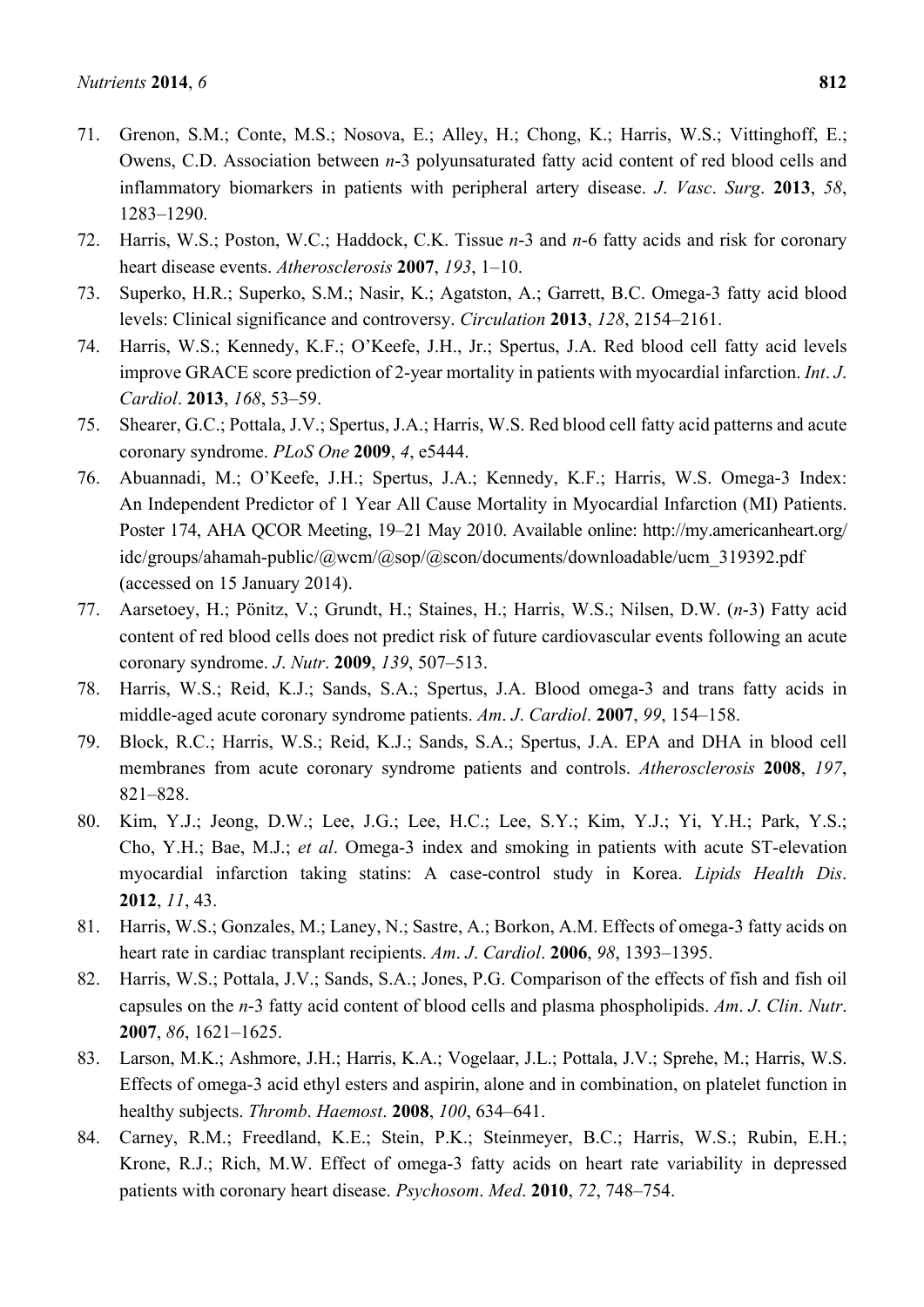71. Grenon, S.M.; Conte, M.S.; Nosova, E.; Alley, H.; Chong, K.; Harris, W.S.; Vittinghoff, E.; Owens, C.D. Association between *n*-3 polyunsaturated fatty acid content of red blood cells and inflammatory biomarkers in patients with peripheral artery disease. *J*. *Vasc*. *Surg*. **2013**, *58*, 1283–1290.
72. Harris, W.S.; Poston, W.C.; Haddock, C.K. Tissue *n*-3 and *n*-6 fatty acids and risk for coronary heart disease events. *Atherosclerosis* **2007**, *193*, 1–10.
73. Superko, H.R.; Superko, S.M.; Nasir, K.; Agatston, A.; Garrett, B.C. Omega-3 fatty acid blood levels: Clinical significance and controversy. *Circulation* **2013**, *128*, 2154–2161.
74. Harris, W.S.; Kennedy, K.F.; O'Keefe, J.H., Jr.; Spertus, J.A. Red blood cell fatty acid levels improve GRACE score prediction of 2-year mortality in patients with myocardial infarction. *Int*. *J*. *Cardiol*. **2013**, *168*, 53–59.
75. Shearer, G.C.; Pottala, J.V.; Spertus, J.A.; Harris, W.S. Red blood cell fatty acid patterns and acute coronary syndrome. *PLoS One* **2009**, *4*, e5444.
76. Abuannadi, M.; O'Keefe, J.H.; Spertus, J.A.; Kennedy, K.F.; Harris, W.S. Omega-3 Index: An Independent Predictor of 1 Year All Cause Mortality in Myocardial Infarction (MI) Patients. Poster 174, AHA QCOR Meeting, 19–21 May 2010. Available online: http://my.americanheart.org/idc/groups/ahamah-public/@wcm/@sop/@scon/documents/downloadable/ucm_319392.pdf (accessed on 15 January 2014).
77. Aarsetoey, H.; Pönitz, V.; Grundt, H.; Staines, H.; Harris, W.S.; Nilsen, D.W. (*n*-3) Fatty acid content of red blood cells does not predict risk of future cardiovascular events following an acute coronary syndrome. *J*. *Nutr*. **2009**, *139*, 507–513.
78. Harris, W.S.; Reid, K.J.; Sands, S.A.; Spertus, J.A. Blood omega-3 and trans fatty acids in middle-aged acute coronary syndrome patients. *Am*. *J*. *Cardiol*. **2007**, *99*, 154–158.
79. Block, R.C.; Harris, W.S.; Reid, K.J.; Sands, S.A.; Spertus, J.A. EPA and DHA in blood cell membranes from acute coronary syndrome patients and controls. *Atherosclerosis* **2008**, *197*, 821–828.
80. Kim, Y.J.; Jeong, D.W.; Lee, J.G.; Lee, H.C.; Lee, S.Y.; Kim, Y.J.; Yi, Y.H.; Park, Y.S.; Cho, Y.H.; Bae, M.J.; *et al*. Omega-3 index and smoking in patients with acute ST-elevation myocardial infarction taking statins: A case-control study in Korea. *Lipids Health Dis*. **2012**, *11*, 43.
81. Harris, W.S.; Gonzales, M.; Laney, N.; Sastre, A.; Borkon, A.M. Effects of omega-3 fatty acids on heart rate in cardiac transplant recipients. *Am*. *J*. *Cardiol*. **2006**, *98*, 1393–1395.
82. Harris, W.S.; Pottala, J.V.; Sands, S.A.; Jones, P.G. Comparison of the effects of fish and fish oil capsules on the *n*-3 fatty acid content of blood cells and plasma phospholipids. *Am*. *J*. *Clin*. *Nutr*. **2007**, *86*, 1621–1625.
83. Larson, M.K.; Ashmore, J.H.; Harris, K.A.; Vogelaar, J.L.; Pottala, J.V.; Sprehe, M.; Harris, W.S. Effects of omega-3 acid ethyl esters and aspirin, alone and in combination, on platelet function in healthy subjects. *Thromb*. *Haemost*. **2008**, *100*, 634–641.
84. Carney, R.M.; Freedland, K.E.; Stein, P.K.; Steinmeyer, B.C.; Harris, W.S.; Rubin, E.H.; Krone, R.J.; Rich, M.W. Effect of omega-3 fatty acids on heart rate variability in depressed patients with coronary heart disease. *Psychosom*. *Med*. **2010**, *72*, 748–754.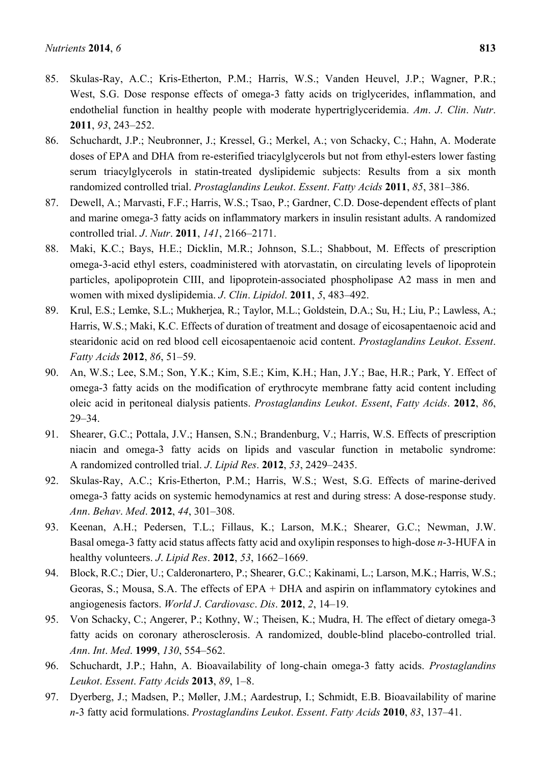85. Skulas-Ray, A.C.; Kris-Etherton, P.M.; Harris, W.S.; Vanden Heuvel, J.P.; Wagner, P.R.; West, S.G. Dose response effects of omega-3 fatty acids on triglycerides, inflammation, and endothelial function in healthy people with moderate hypertriglyceridemia. *Am*. *J*. *Clin*. *Nutr*. **2011**, *93*, 243–252.
86. Schuchardt, J.P.; Neubronner, J.; Kressel, G.; Merkel, A.; von Schacky, C.; Hahn, A. Moderate doses of EPA and DHA from re-esterified triacylglycerols but not from ethyl-esters lower fasting serum triacylglycerols in statin-treated dyslipidemic subjects: Results from a six month randomized controlled trial. *Prostaglandins Leukot*. *Essent*. *Fatty Acids* **2011**, *85*, 381–386.
87. Dewell, A.; Marvasti, F.F.; Harris, W.S.; Tsao, P.; Gardner, C.D. Dose-dependent effects of plant and marine omega-3 fatty acids on inflammatory markers in insulin resistant adults. A randomized controlled trial. *J*. *Nutr*. **2011**, *141*, 2166–2171.
88. Maki, K.C.; Bays, H.E.; Dicklin, M.R.; Johnson, S.L.; Shabbout, M. Effects of prescription omega-3-acid ethyl esters, coadministered with atorvastatin, on circulating levels of lipoprotein particles, apolipoprotein CIII, and lipoprotein-associated phospholipase A2 mass in men and women with mixed dyslipidemia. *J*. *Clin*. *Lipidol*. **2011**, *5*, 483–492.
89. Krul, E.S.; Lemke, S.L.; Mukherjea, R.; Taylor, M.L.; Goldstein, D.A.; Su, H.; Liu, P.; Lawless, A.; Harris, W.S.; Maki, K.C. Effects of duration of treatment and dosage of eicosapentaenoic acid and stearidonic acid on red blood cell eicosapentaenoic acid content. *Prostaglandins Leukot*. *Essent*. *Fatty Acids* **2012**, *86*, 51–59.
90. An, W.S.; Lee, S.M.; Son, Y.K.; Kim, S.E.; Kim, K.H.; Han, J.Y.; Bae, H.R.; Park, Y. Effect of omega-3 fatty acids on the modification of erythrocyte membrane fatty acid content including oleic acid in peritoneal dialysis patients. *Prostaglandins Leukot*. *Essent*, *Fatty Acids*. **2012**, *86*, 29–34.
91. Shearer, G.C.; Pottala, J.V.; Hansen, S.N.; Brandenburg, V.; Harris, W.S. Effects of prescription niacin and omega-3 fatty acids on lipids and vascular function in metabolic syndrome: A randomized controlled trial. *J*. *Lipid Res*. **2012**, *53*, 2429–2435.
92. Skulas-Ray, A.C.; Kris-Etherton, P.M.; Harris, W.S.; West, S.G. Effects of marine-derived omega-3 fatty acids on systemic hemodynamics at rest and during stress: A dose-response study. *Ann*. *Behav*. *Med*. **2012**, *44*, 301–308.
93. Keenan, A.H.; Pedersen, T.L.; Fillaus, K.; Larson, M.K.; Shearer, G.C.; Newman, J.W. Basal omega-3 fatty acid status affects fatty acid and oxylipin responses to high-dose *n*-3-HUFA in healthy volunteers. *J*. *Lipid Res*. **2012**, *53*, 1662–1669.
94. Block, R.C.; Dier, U.; Calderonartero, P.; Shearer, G.C.; Kakinami, L.; Larson, M.K.; Harris, W.S.; Georas, S.; Mousa, S.A. The effects of EPA + DHA and aspirin on inflammatory cytokines and angiogenesis factors. *World J*. *Cardiovasc*. *Dis*. **2012**, *2*, 14–19.
95. Von Schacky, C.; Angerer, P.; Kothny, W.; Theisen, K.; Mudra, H. The effect of dietary omega-3 fatty acids on coronary atherosclerosis. A randomized, double-blind placebo-controlled trial. *Ann*. *Int*. *Med*. **1999**, *130*, 554–562.
96. Schuchardt, J.P.; Hahn, A. Bioavailability of long-chain omega-3 fatty acids. *Prostaglandins Leukot*. *Essent*. *Fatty Acids* **2013**, *89*, 1–8.
97. Dyerberg, J.; Madsen, P.; Møller, J.M.; Aardestrup, I.; Schmidt, E.B. Bioavailability of marine *n*-3 fatty acid formulations. *Prostaglandins Leukot*. *Essent*. *Fatty Acids* **2010**, *83*, 137–41.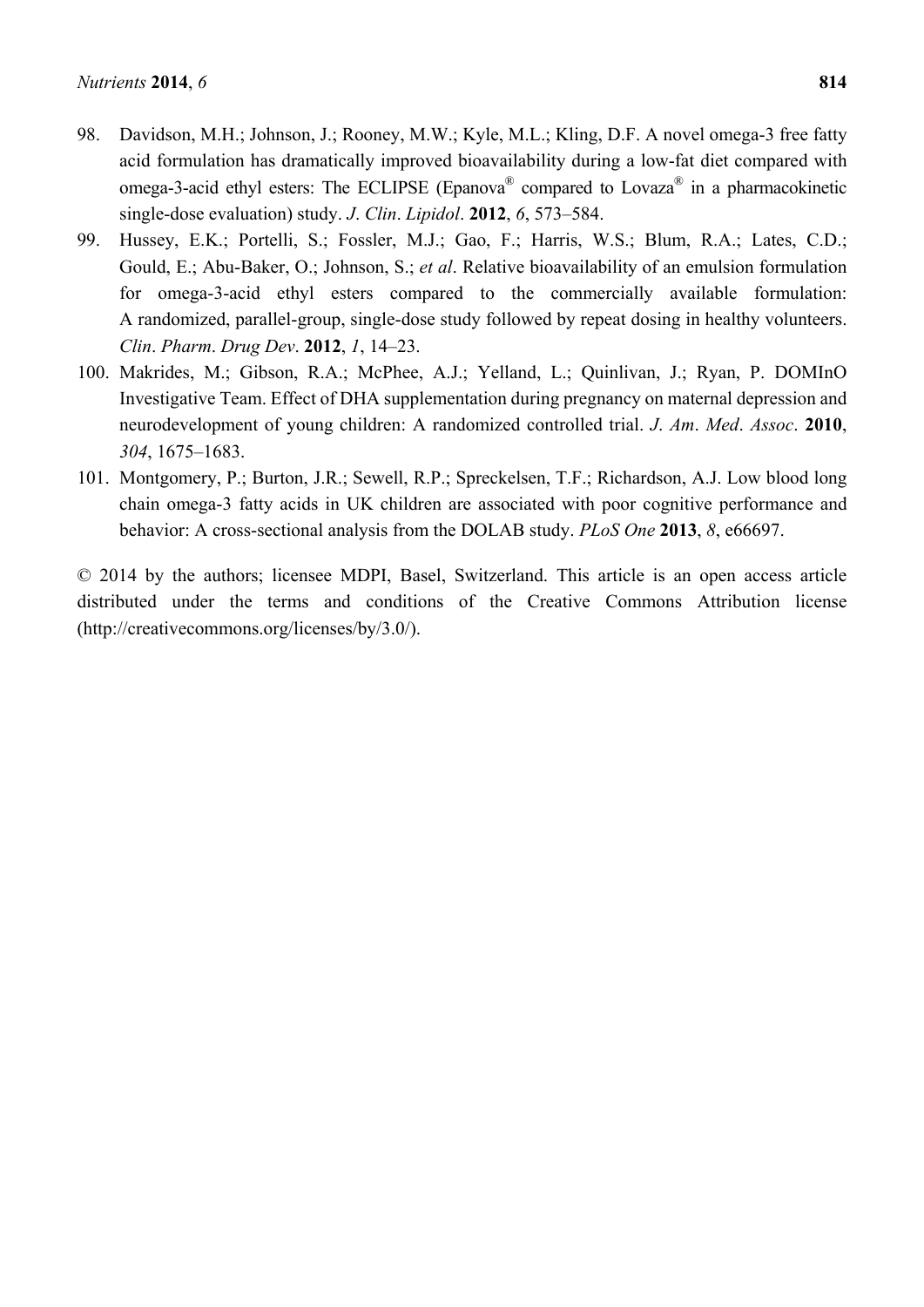98. Davidson, M.H.; Johnson, J.; Rooney, M.W.; Kyle, M.L.; Kling, D.F. A novel omega-3 free fatty acid formulation has dramatically improved bioavailability during a low-fat diet compared with omega-3-acid ethyl esters: The ECLIPSE (Epanova® compared to Lovaza® in a pharmacokinetic single-dose evaluation) study. *J*. *Clin*. *Lipidol*. **2012**, *6*, 573–584.
99. Hussey, E.K.; Portelli, S.; Fossler, M.J.; Gao, F.; Harris, W.S.; Blum, R.A.; Lates, C.D.; Gould, E.; Abu-Baker, O.; Johnson, S.; *et al*. Relative bioavailability of an emulsion formulation for omega-3-acid ethyl esters compared to the commercially available formulation: A randomized, parallel-group, single-dose study followed by repeat dosing in healthy volunteers. *Clin*. *Pharm*. *Drug Dev*. **2012**, *1*, 14–23.
100. Makrides, M.; Gibson, R.A.; McPhee, A.J.; Yelland, L.; Quinlivan, J.; Ryan, P. DOMInO Investigative Team. Effect of DHA supplementation during pregnancy on maternal depression and neurodevelopment of young children: A randomized controlled trial. *J*. *Am*. *Med*. *Assoc*. **2010**, *304*, 1675–1683.
101. Montgomery, P.; Burton, J.R.; Sewell, R.P.; Spreckelsen, T.F.; Richardson, A.J. Low blood long chain omega-3 fatty acids in UK children are associated with poor cognitive performance and behavior: A cross-sectional analysis from the DOLAB study. *PLoS One* **2013**, *8*, e66697.

© 2014 by the authors; licensee MDPI, Basel, Switzerland. This article is an open access article distributed under the terms and conditions of the Creative Commons Attribution license (http://creativecommons.org/licenses/by/3.0/).